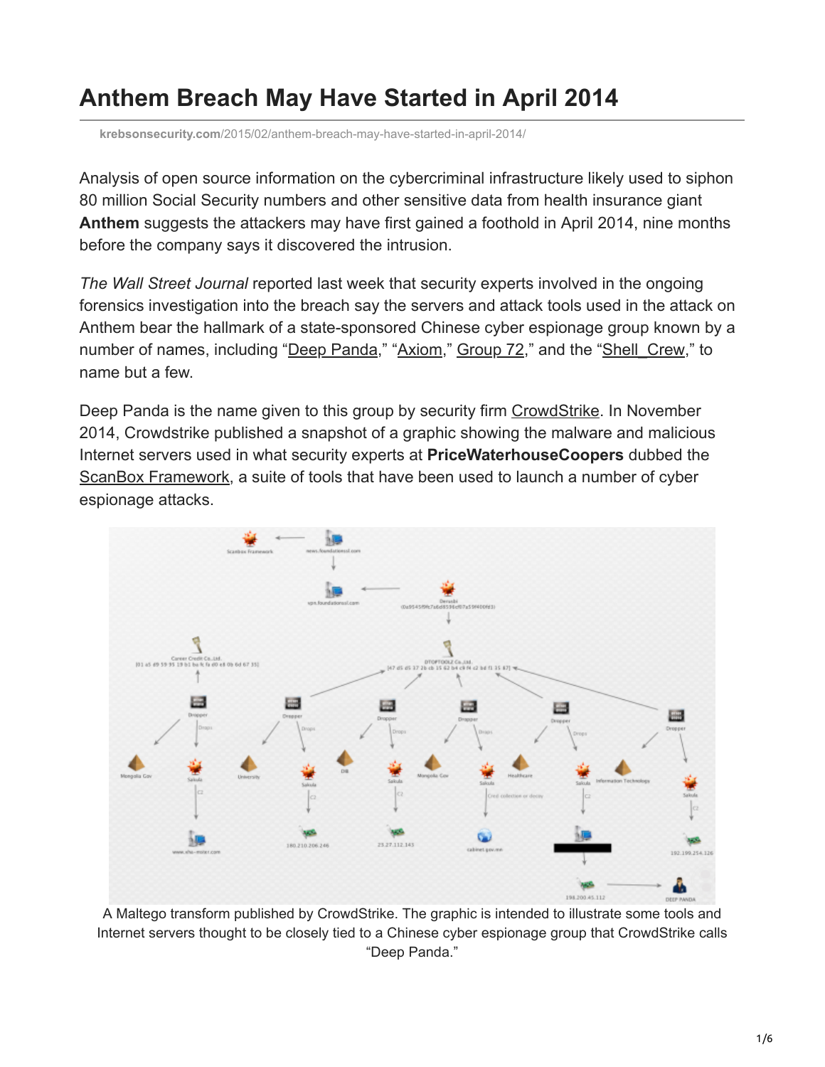# Anthem Breach May Have Started in April 2014

krebsonsecurity.com/2015/02/anthem-breach-may-have-started-in-april-2014/

Analysis of open source information on the cybercriminal infrastructure likely used to siphon 80 million Social Security numbers and other sensitive data from health insurance giant **Anthem** suggests the attackers may have first gained a foothold in April 2014, nine months before the company says it discovered the intrusion.

*The Wall Street Journal* reported last week that security experts involved in the ongoing forensics investigation into the breach say the servers and attack tools used in the attack on Anthem bear the hallmark of a state-sponsored Chinese cyber espionage group known by a number of names, including "Deep Panda," "Axiom," Group 72," and the "Shell_Crew," to name but a few.

Deep Panda is the name given to this group by security firm CrowdStrike. In November 2014, Crowdstrike published a snapshot of a graphic showing the malware and malicious Internet servers used in what security experts at **PriceWaterhouseCoopers** dubbed the ScanBox Framework, a suite of tools that have been used to launch a number of cyber espionage attacks.

A Maltego transform published by CrowdStrike. The graphic is intended to illustrate some tools and Internet servers thought to be closely tied to a Chinese cyber espionage group that CrowdStrike calls "Deep Panda."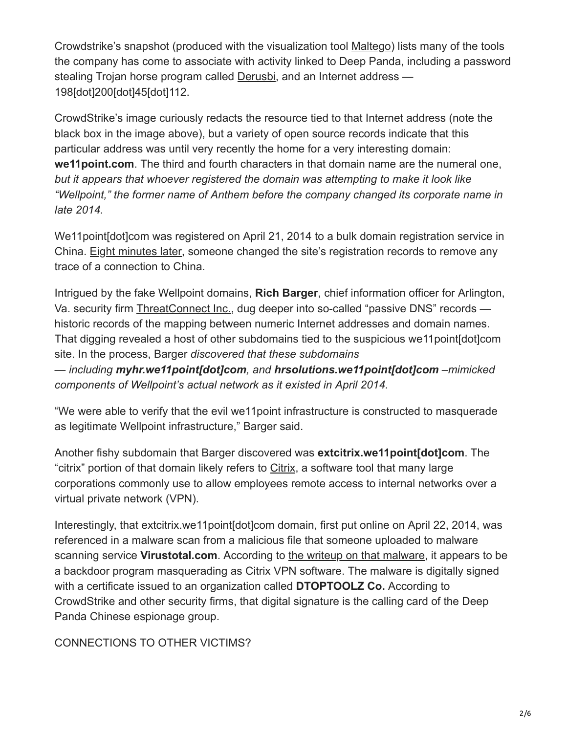Crowdstrike's snapshot (produced with the visualization tool Maltego) lists many of the tools the company has come to associate with activity linked to Deep Panda, including a password stealing Trojan horse program called Derusbi, and an Internet address — 198[dot]200[dot]45[dot]112.

CrowdStrike's image curiously redacts the resource tied to that Internet address (note the black box in the image above), but a variety of open source records indicate that this particular address was until very recently the home for a very interesting domain: **we11point.com**. The third and fourth characters in that domain name are the numeral one, *but it appears that whoever registered the domain was attempting to make it look like "Wellpoint," the former name of Anthem before the company changed its corporate name in late 2014.*

We11point[dot]com was registered on April 21, 2014 to a bulk domain registration service in China. Eight minutes later, someone changed the site's registration records to remove any trace of a connection to China.

Intrigued by the fake Wellpoint domains, **Rich Barger**, chief information officer for Arlington, Va. security firm ThreatConnect Inc., dug deeper into so-called "passive DNS" records — historic records of the mapping between numeric Internet addresses and domain names. That digging revealed a host of other subdomains tied to the suspicious we11point[dot]com site. In the process, Barger *discovered that these subdomains — including **myhr.we11point[dot]com**, and **hrsolutions.we11point[dot]com** –mimicked components of Wellpoint's actual network as it existed in April 2014.*

"We were able to verify that the evil we11point infrastructure is constructed to masquerade as legitimate Wellpoint infrastructure," Barger said.

Another fishy subdomain that Barger discovered was **extcitrix.we11point[dot]com**. The "citrix" portion of that domain likely refers to Citrix, a software tool that many large corporations commonly use to allow employees remote access to internal networks over a virtual private network (VPN).

Interestingly, that extcitrix.we11point[dot]com domain, first put online on April 22, 2014, was referenced in a malware scan from a malicious file that someone uploaded to malware scanning service **Virustotal.com**. According to the writeup on that malware, it appears to be a backdoor program masquerading as Citrix VPN software. The malware is digitally signed with a certificate issued to an organization called **DTOPTOOLZ Co.** According to CrowdStrike and other security firms, that digital signature is the calling card of the Deep Panda Chinese espionage group.

CONNECTIONS TO OTHER VICTIMS?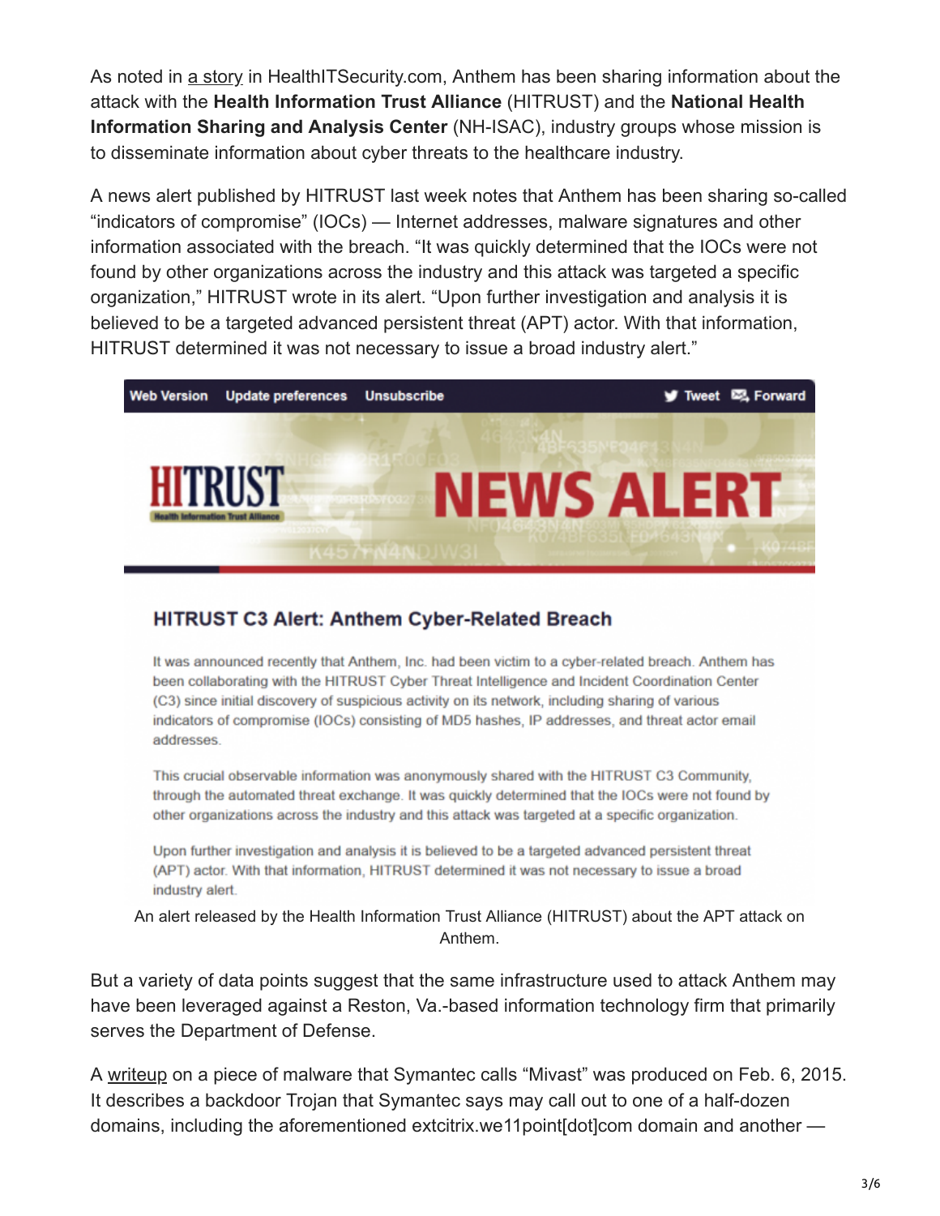As noted in a story in HealthITSecurity.com, Anthem has been sharing information about the attack with the **Health Information Trust Alliance** (HITRUST) and the **National Health Information Sharing and Analysis Center** (NH-ISAC), industry groups whose mission is to disseminate information about cyber threats to the healthcare industry.

A news alert published by HITRUST last week notes that Anthem has been sharing so-called "indicators of compromise" (IOCs) — Internet addresses, malware signatures and other information associated with the breach. "It was quickly determined that the IOCs were not found by other organizations across the industry and this attack was targeted a specific organization," HITRUST wrote in its alert. "Upon further investigation and analysis it is believed to be a targeted advanced persistent threat (APT) actor. With that information, HITRUST determined it was not necessary to issue a broad industry alert."

Web Version   Update preferences   Unsubscribe   Tweet   Forward

HITRUST Health Information Trust Alliance   NEWS ALERT

### HITRUST C3 Alert: Anthem Cyber-Related Breach

It was announced recently that Anthem, Inc. had been victim to a cyber-related breach. Anthem has been collaborating with the HITRUST Cyber Threat Intelligence and Incident Coordination Center (C3) since initial discovery of suspicious activity on its network, including sharing of various indicators of compromise (IOCs) consisting of MD5 hashes, IP addresses, and threat actor email addresses.

This crucial observable information was anonymously shared with the HITRUST C3 Community, through the automated threat exchange. It was quickly determined that the IOCs were not found by other organizations across the industry and this attack was targeted at a specific organization.

Upon further investigation and analysis it is believed to be a targeted advanced persistent threat (APT) actor. With that information, HITRUST determined it was not necessary to issue a broad industry alert.

An alert released by the Health Information Trust Alliance (HITRUST) about the APT attack on Anthem.

But a variety of data points suggest that the same infrastructure used to attack Anthem may have been leveraged against a Reston, Va.-based information technology firm that primarily serves the Department of Defense.

A writeup on a piece of malware that Symantec calls "Mivast" was produced on Feb. 6, 2015. It describes a backdoor Trojan that Symantec says may call out to one of a half-dozen domains, including the aforementioned extcitrix.we11point[dot]com domain and another —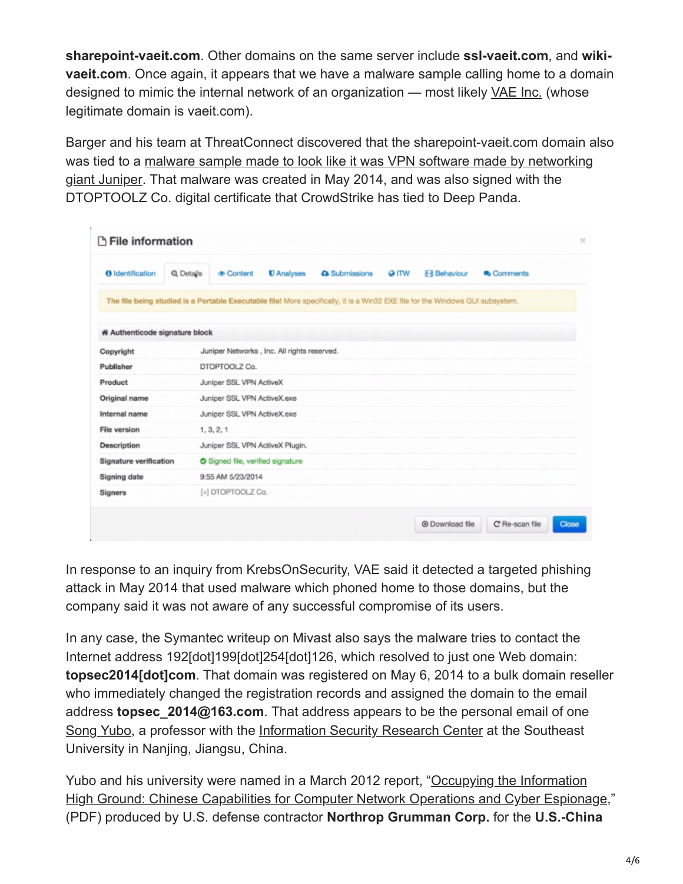**sharepoint-vaeit.com**. Other domains on the same server include **ssl-vaeit.com**, and **wiki-vaeit.com**. Once again, it appears that we have a malware sample calling home to a domain designed to mimic the internal network of an organization — most likely VAE Inc. (whose legitimate domain is vaeit.com).

Barger and his team at ThreatConnect discovered that the sharepoint-vaeit.com domain also was tied to a malware sample made to look like it was VPN software made by networking giant Juniper. That malware was created in May 2014, and was also signed with the DTOPTOOLZ Co. digital certificate that CrowdStrike has tied to Deep Panda.

**File information**

Identification | Details | Content | Analyses | Submissions | ITW | Behaviour | Comments

The file being studied is a Portable Executable file! More specifically, it is a Win32 EXE file for the Windows GUI subsystem.

**Authenticode signature block**

| Field | Value |
| --- | --- |
| Copyright | Juniper Networks , Inc. All rights reserved. |
| Publisher | DTOPTOOLZ Co. |
| Product | Juniper SSL VPN ActiveX |
| Original name | Juniper SSL VPN ActiveX.exe |
| Internal name | Juniper SSL VPN ActiveX.exe |
| File version | 1, 3, 2, 1 |
| Description | Juniper SSL VPN ActiveX Plugin. |
| Signature verification | Signed file, verified signature |
| Signing date | 9:55 AM 5/23/2014 |
| Signers | [+] DTOPTOOLZ Co. |

Download file | Re-scan file | Close

In response to an inquiry from KrebsOnSecurity, VAE said it detected a targeted phishing attack in May 2014 that used malware which phoned home to those domains, but the company said it was not aware of any successful compromise of its users.

In any case, the Symantec writeup on Mivast also says the malware tries to contact the Internet address 192[dot]199[dot]254[dot]126, which resolved to just one Web domain: **topsec2014[dot]com**. That domain was registered on May 6, 2014 to a bulk domain reseller who immediately changed the registration records and assigned the domain to the email address **topsec_2014@163.com**. That address appears to be the personal email of one Song Yubo, a professor with the Information Security Research Center at the Southeast University in Nanjing, Jiangsu, China.

Yubo and his university were named in a March 2012 report, "Occupying the Information High Ground: Chinese Capabilities for Computer Network Operations and Cyber Espionage," (PDF) produced by U.S. defense contractor **Northrop Grumman Corp.** for the **U.S.-China**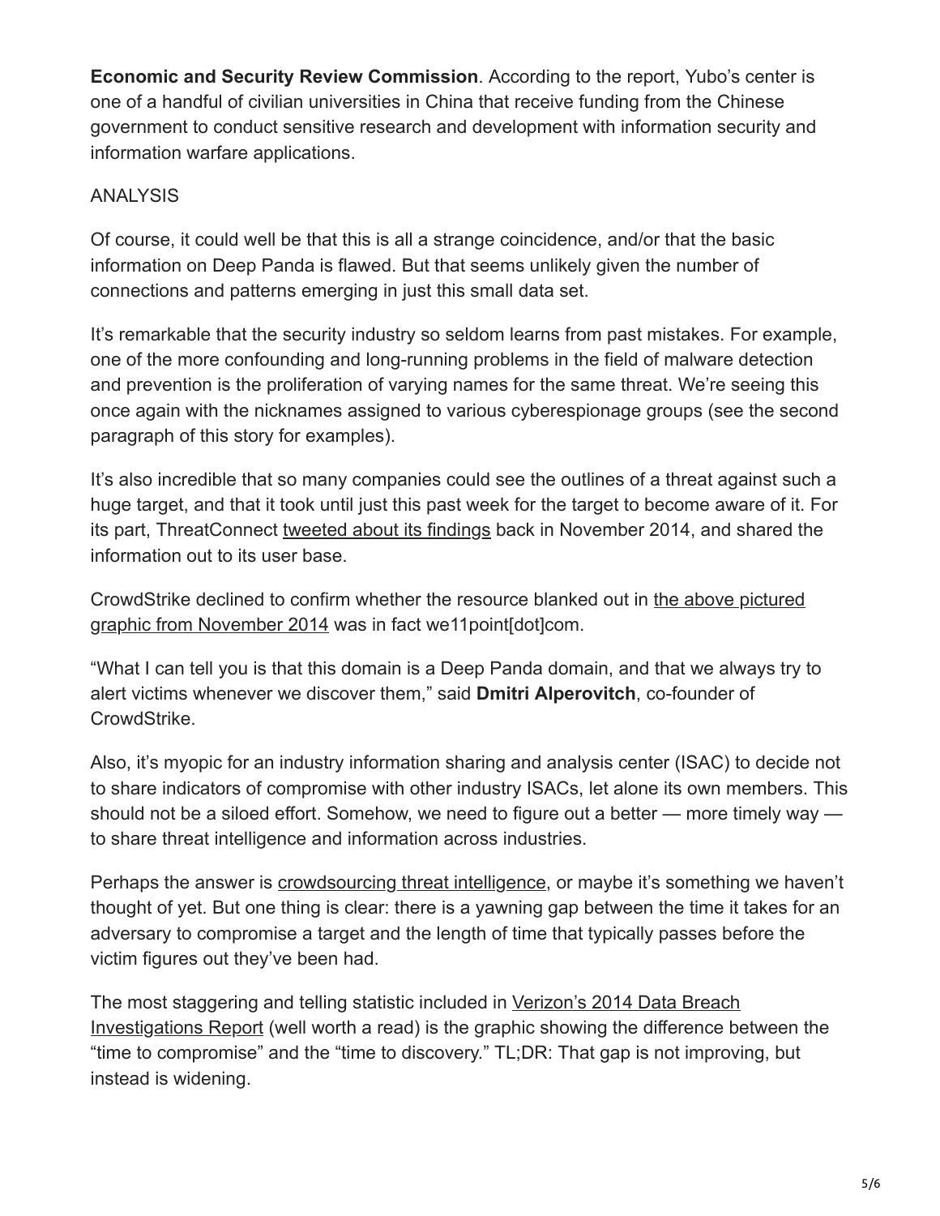**Economic and Security Review Commission**. According to the report, Yubo's center is one of a handful of civilian universities in China that receive funding from the Chinese government to conduct sensitive research and development with information security and information warfare applications.

ANALYSIS

Of course, it could well be that this is all a strange coincidence, and/or that the basic information on Deep Panda is flawed. But that seems unlikely given the number of connections and patterns emerging in just this small data set.

It's remarkable that the security industry so seldom learns from past mistakes. For example, one of the more confounding and long-running problems in the field of malware detection and prevention is the proliferation of varying names for the same threat. We're seeing this once again with the nicknames assigned to various cyberespionage groups (see the second paragraph of this story for examples).

It's also incredible that so many companies could see the outlines of a threat against such a huge target, and that it took until just this past week for the target to become aware of it. For its part, ThreatConnect tweeted about its findings back in November 2014, and shared the information out to its user base.

CrowdStrike declined to confirm whether the resource blanked out in the above pictured graphic from November 2014 was in fact we11point[dot]com.

"What I can tell you is that this domain is a Deep Panda domain, and that we always try to alert victims whenever we discover them," said **Dmitri Alperovitch**, co-founder of CrowdStrike.

Also, it's myopic for an industry information sharing and analysis center (ISAC) to decide not to share indicators of compromise with other industry ISACs, let alone its own members. This should not be a siloed effort. Somehow, we need to figure out a better — more timely way — to share threat intelligence and information across industries.

Perhaps the answer is crowdsourcing threat intelligence, or maybe it's something we haven't thought of yet. But one thing is clear: there is a yawning gap between the time it takes for an adversary to compromise a target and the length of time that typically passes before the victim figures out they've been had.

The most staggering and telling statistic included in Verizon's 2014 Data Breach Investigations Report (well worth a read) is the graphic showing the difference between the "time to compromise" and the "time to discovery." TL;DR: That gap is not improving, but instead is widening.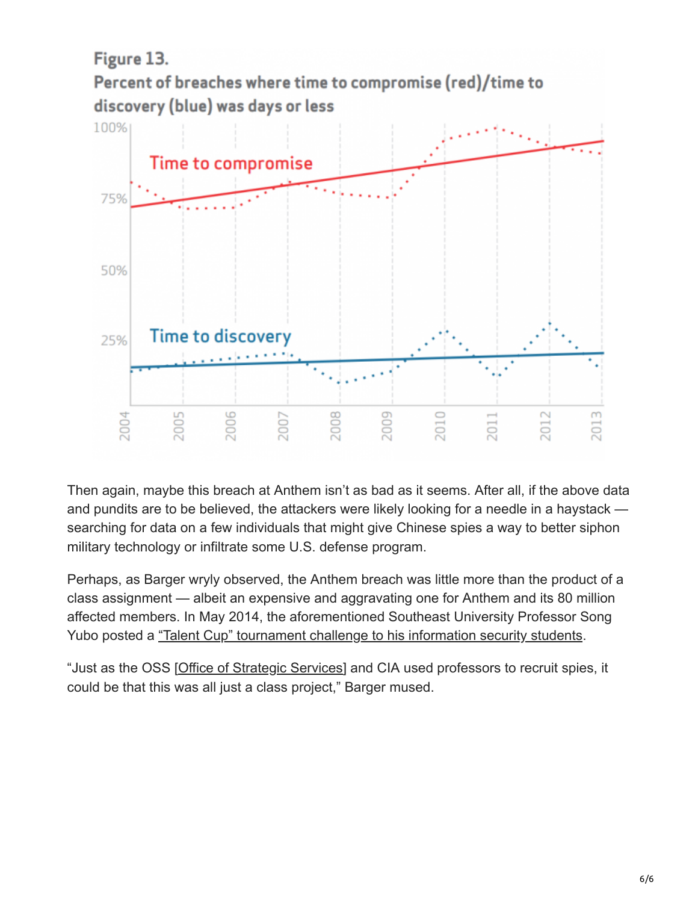Figure 13.
Percent of breaches where time to compromise (red)/time to discovery (blue) was days or less

100%
75%
50%
25%

Time to compromise
Time to discovery

2004
2005
2006
2007
2008
2009
2010
2011
2012
2013

Then again, maybe this breach at Anthem isn't as bad as it seems. After all, if the above data and pundits are to be believed, the attackers were likely looking for a needle in a haystack — searching for data on a few individuals that might give Chinese spies a way to better siphon military technology or infiltrate some U.S. defense program.

Perhaps, as Barger wryly observed, the Anthem breach was little more than the product of a class assignment — albeit an expensive and aggravating one for Anthem and its 80 million affected members. In May 2014, the aforementioned Southeast University Professor Song Yubo posted a "Talent Cup" tournament challenge to his information security students.

"Just as the OSS [Office of Strategic Services] and CIA used professors to recruit spies, it could be that this was all just a class project," Barger mused.